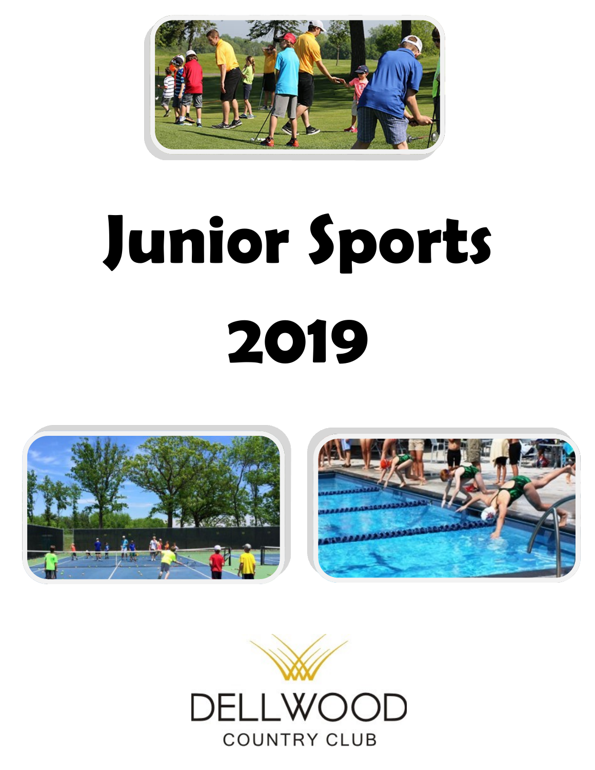# Junior Sports

# 2019

DELLWOOD

COUNTRY CLUB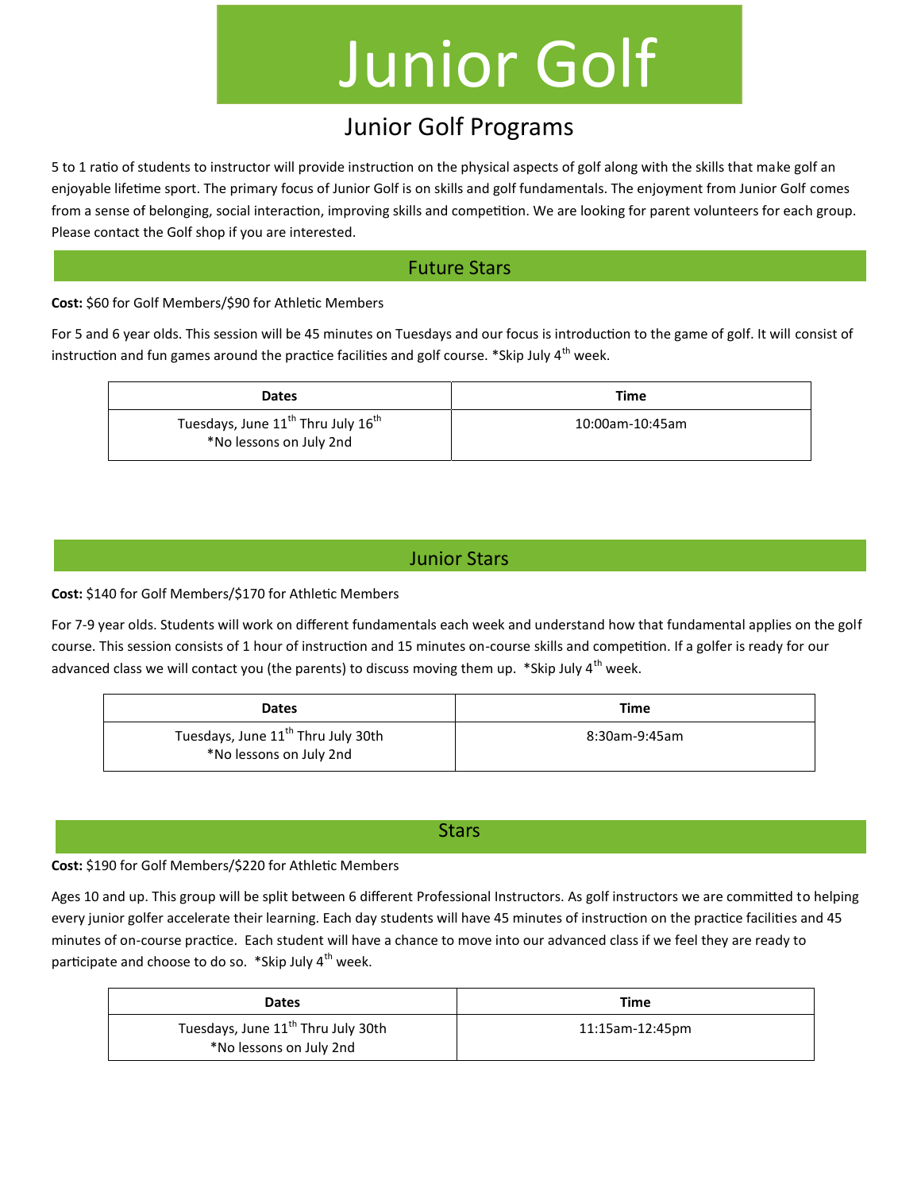# Junior Golf

## Junior Golf Programs

5 to 1 ratio of students to instructor will provide instruction on the physical aspects of golf along with the skills that make golf an enjoyable lifetime sport. The primary focus of Junior Golf is on skills and golf fundamentals. The enjoyment from Junior Golf comes from a sense of belonging, social interaction, improving skills and competition. We are looking for parent volunteers for each group. Please contact the Golf shop if you are interested.

### Future Stars

**Cost:** $60 for Golf Members/$90 for Athletic Members

For 5 and 6 year olds. This session will be 45 minutes on Tuesdays and our focus is introduction to the game of golf. It will consist of instruction and fun games around the practice facilities and golf course. *Skip July 4th week.

| Dates | Time |
| --- | --- |
| Tuesdays, June 11th Thru July 16th<br>*No lessons on July 2nd | 10:00am-10:45am |

### Junior Stars

**Cost:** $140 for Golf Members/$170 for Athletic Members

For 7-9 year olds. Students will work on different fundamentals each week and understand how that fundamental applies on the golf course. This session consists of 1 hour of instruction and 15 minutes on-course skills and competition. If a golfer is ready for our advanced class we will contact you (the parents) to discuss moving them up. *Skip July 4th week.

| Dates | Time |
| --- | --- |
| Tuesdays, June 11th Thru July 30th<br>*No lessons on July 2nd | 8:30am-9:45am |

### Stars

**Cost:** $190 for Golf Members/$220 for Athletic Members

Ages 10 and up. This group will be split between 6 different Professional Instructors. As golf instructors we are committed to helping every junior golfer accelerate their learning. Each day students will have 45 minutes of instruction on the practice facilities and 45 minutes of on-course practice. Each student will have a chance to move into our advanced class if we feel they are ready to participate and choose to do so. *Skip July 4th week.

| Dates | Time |
| --- | --- |
| Tuesdays, June 11th Thru July 30th<br>*No lessons on July 2nd | 11:15am-12:45pm |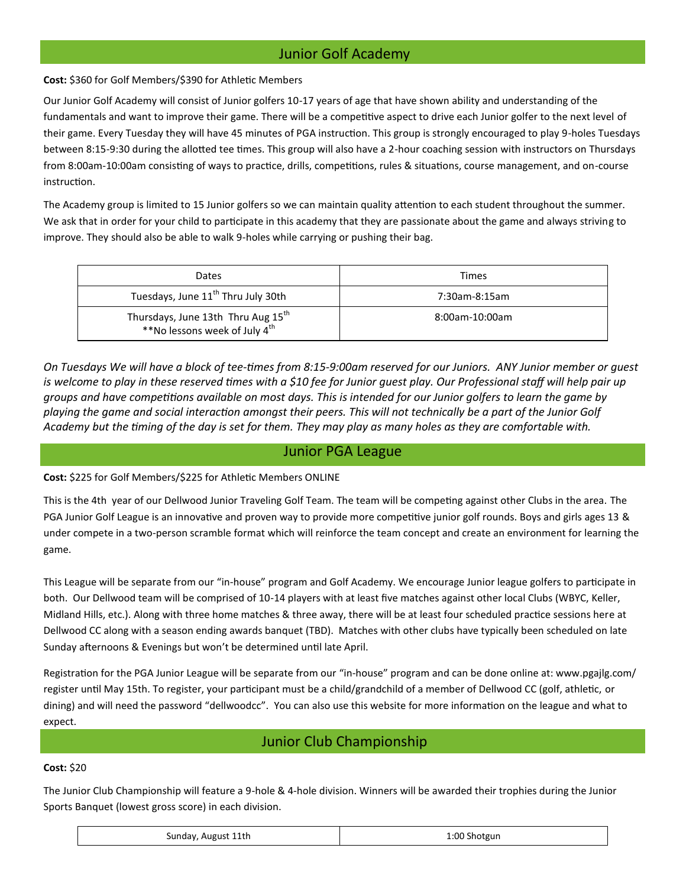## Junior Golf Academy

**Cost:** \$360 for Golf Members/\$390 for Athletic Members

Our Junior Golf Academy will consist of Junior golfers 10-17 years of age that have shown ability and understanding of the fundamentals and want to improve their game. There will be a competitive aspect to drive each Junior golfer to the next level of their game. Every Tuesday they will have 45 minutes of PGA instruction. This group is strongly encouraged to play 9-holes Tuesdays between 8:15-9:30 during the allotted tee times. This group will also have a 2-hour coaching session with instructors on Thursdays from 8:00am-10:00am consisting of ways to practice, drills, competitions, rules & situations, course management, and on-course instruction.

The Academy group is limited to 15 Junior golfers so we can maintain quality attention to each student throughout the summer. We ask that in order for your child to participate in this academy that they are passionate about the game and always striving to improve. They should also be able to walk 9-holes while carrying or pushing their bag.

| Dates | Times |
|---|---|
| Tuesdays, June 11th Thru July 30th | 7:30am-8:15am |
| Thursdays, June 13th Thru Aug 15th<br>**No lessons week of July 4th | 8:00am-10:00am |

*On Tuesdays We will have a block of tee-times from 8:15-9:00am reserved for our Juniors. ANY Junior member or guest is welcome to play in these reserved times with a \$10 fee for Junior guest play. Our Professional staff will help pair up groups and have competitions available on most days. This is intended for our Junior golfers to learn the game by playing the game and social interaction amongst their peers. This will not technically be a part of the Junior Golf Academy but the timing of the day is set for them. They may play as many holes as they are comfortable with.*

## Junior PGA League

**Cost:** \$225 for Golf Members/\$225 for Athletic Members ONLINE

This is the 4th year of our Dellwood Junior Traveling Golf Team. The team will be competing against other Clubs in the area. The PGA Junior Golf League is an innovative and proven way to provide more competitive junior golf rounds. Boys and girls ages 13 & under compete in a two-person scramble format which will reinforce the team concept and create an environment for learning the game.

This League will be separate from our "in-house" program and Golf Academy. We encourage Junior league golfers to participate in both. Our Dellwood team will be comprised of 10-14 players with at least five matches against other local Clubs (WBYC, Keller, Midland Hills, etc.). Along with three home matches & three away, there will be at least four scheduled practice sessions here at Dellwood CC along with a season ending awards banquet (TBD). Matches with other clubs have typically been scheduled on late Sunday afternoons & Evenings but won't be determined until late April.

Registration for the PGA Junior League will be separate from our "in-house" program and can be done online at: www.pgajlg.com/register until May 15th. To register, your participant must be a child/grandchild of a member of Dellwood CC (golf, athletic, or dining) and will need the password "dellwoodcc". You can also use this website for more information on the league and what to expect.

## Junior Club Championship

**Cost:** \$20

The Junior Club Championship will feature a 9-hole & 4-hole division. Winners will be awarded their trophies during the Junior Sports Banquet (lowest gross score) in each division.

| Sunday, August 11th | 1:00 Shotgun |
|---|---|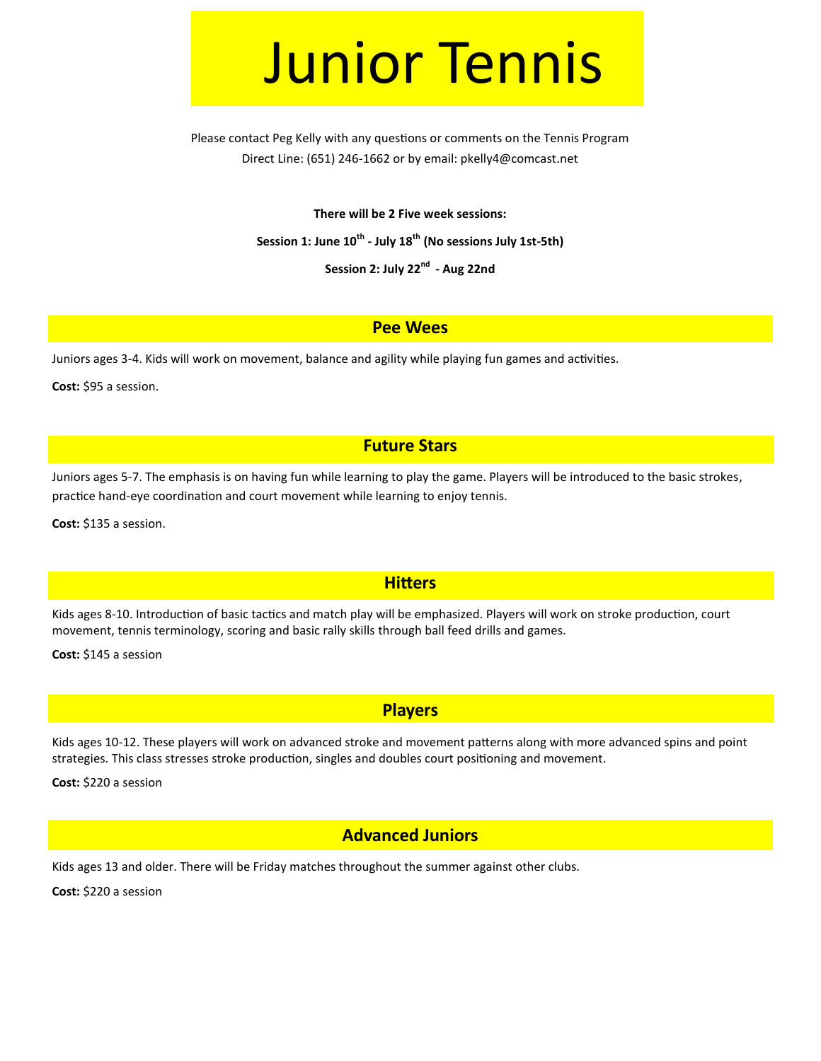# Junior Tennis

Please contact Peg Kelly with any questions or comments on the Tennis Program
Direct Line: (651) 246-1662 or by email: pkelly4@comcast.net

**There will be 2 Five week sessions:**

**Session 1: June 10th - July 18th (No sessions July 1st-5th)**

**Session 2: July 22nd - Aug 22nd**

## Pee Wees

Juniors ages 3-4. Kids will work on movement, balance and agility while playing fun games and activities.

**Cost:** $95 a session.

## Future Stars

Juniors ages 5-7. The emphasis is on having fun while learning to play the game. Players will be introduced to the basic strokes, practice hand-eye coordination and court movement while learning to enjoy tennis.

**Cost:** $135 a session.

## Hitters

Kids ages 8-10. Introduction of basic tactics and match play will be emphasized. Players will work on stroke production, court movement, tennis terminology, scoring and basic rally skills through ball feed drills and games.

**Cost:** $145 a session

## Players

Kids ages 10-12. These players will work on advanced stroke and movement patterns along with more advanced spins and point strategies. This class stresses stroke production, singles and doubles court positioning and movement.

**Cost:** $220 a session

## Advanced Juniors

Kids ages 13 and older. There will be Friday matches throughout the summer against other clubs.

**Cost:** $220 a session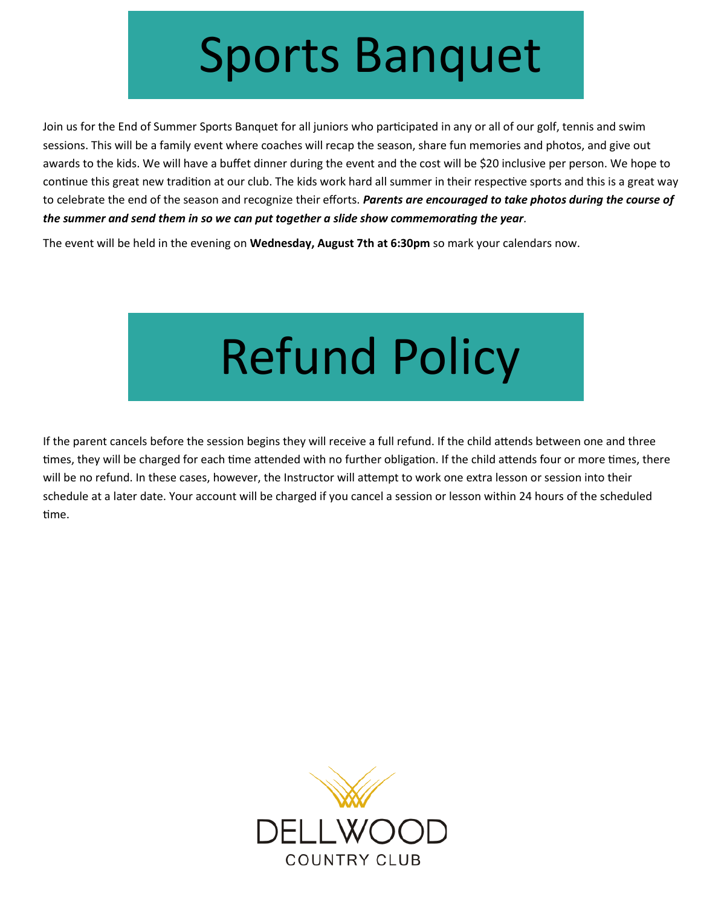# Sports Banquet

Join us for the End of Summer Sports Banquet for all juniors who participated in any or all of our golf, tennis and swim sessions. This will be a family event where coaches will recap the season, share fun memories and photos, and give out awards to the kids. We will have a buffet dinner during the event and the cost will be $20 inclusive per person. We hope to continue this great new tradition at our club. The kids work hard all summer in their respective sports and this is a great way to celebrate the end of the season and recognize their efforts. ***Parents are encouraged to take photos during the course of the summer and send them in so we can put together a slide show commemorating the year***.

The event will be held in the evening on **Wednesday, August 7th at 6:30pm** so mark your calendars now.

# Refund Policy

If the parent cancels before the session begins they will receive a full refund. If the child attends between one and three times, they will be charged for each time attended with no further obligation. If the child attends four or more times, there will be no refund. In these cases, however, the Instructor will attempt to work one extra lesson or session into their schedule at a later date. Your account will be charged if you cancel a session or lesson within 24 hours of the scheduled time.

DELLWOOD
COUNTRY CLUB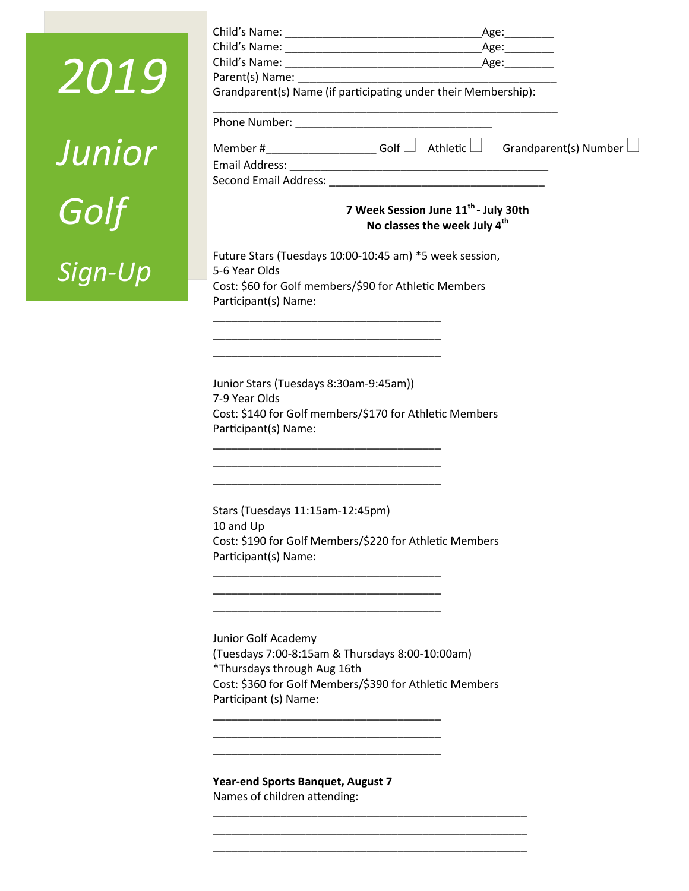# 2019 Junior Golf Sign-Up

Child's Name: ________________________________Age:________

Child's Name: ________________________________Age:________

Child's Name: ________________________________Age:________

Parent(s) Name: __________________________________________

Grandparent(s) Name (if participating under their Membership):

__________________________________________________________

Phone Number: ________________________________

Member #_________________ Golf ☐ Athletic ☐ Grandparent(s) Number ☐

Email Address: ________________________________________

Second Email Address: __________________________________

**7 Week Session June 11th - July 30th**
**No classes the week July 4th**

Future Stars (Tuesdays 10:00-10:45 am) *5 week session,
5-6 Year Olds
Cost: $60 for Golf members/$90 for Athletic Members
Participant(s) Name:

_____________________________________

_____________________________________

_____________________________________

Junior Stars (Tuesdays 8:30am-9:45am))
7-9 Year Olds
Cost: $140 for Golf members/$170 for Athletic Members
Participant(s) Name:

_____________________________________

_____________________________________

_____________________________________

Stars (Tuesdays 11:15am-12:45pm)
10 and Up
Cost: $190 for Golf Members/$220 for Athletic Members
Participant(s) Name:

_____________________________________

_____________________________________

_____________________________________

Junior Golf Academy
(Tuesdays 7:00-8:15am & Thursdays 8:00-10:00am)
*Thursdays through Aug 16th
Cost: $360 for Golf Members/$390 for Athletic Members
Participant (s) Name:

_____________________________________

_____________________________________

_____________________________________

**Year-end Sports Banquet, August 7**
Names of children attending:

__________________________________________________

__________________________________________________

__________________________________________________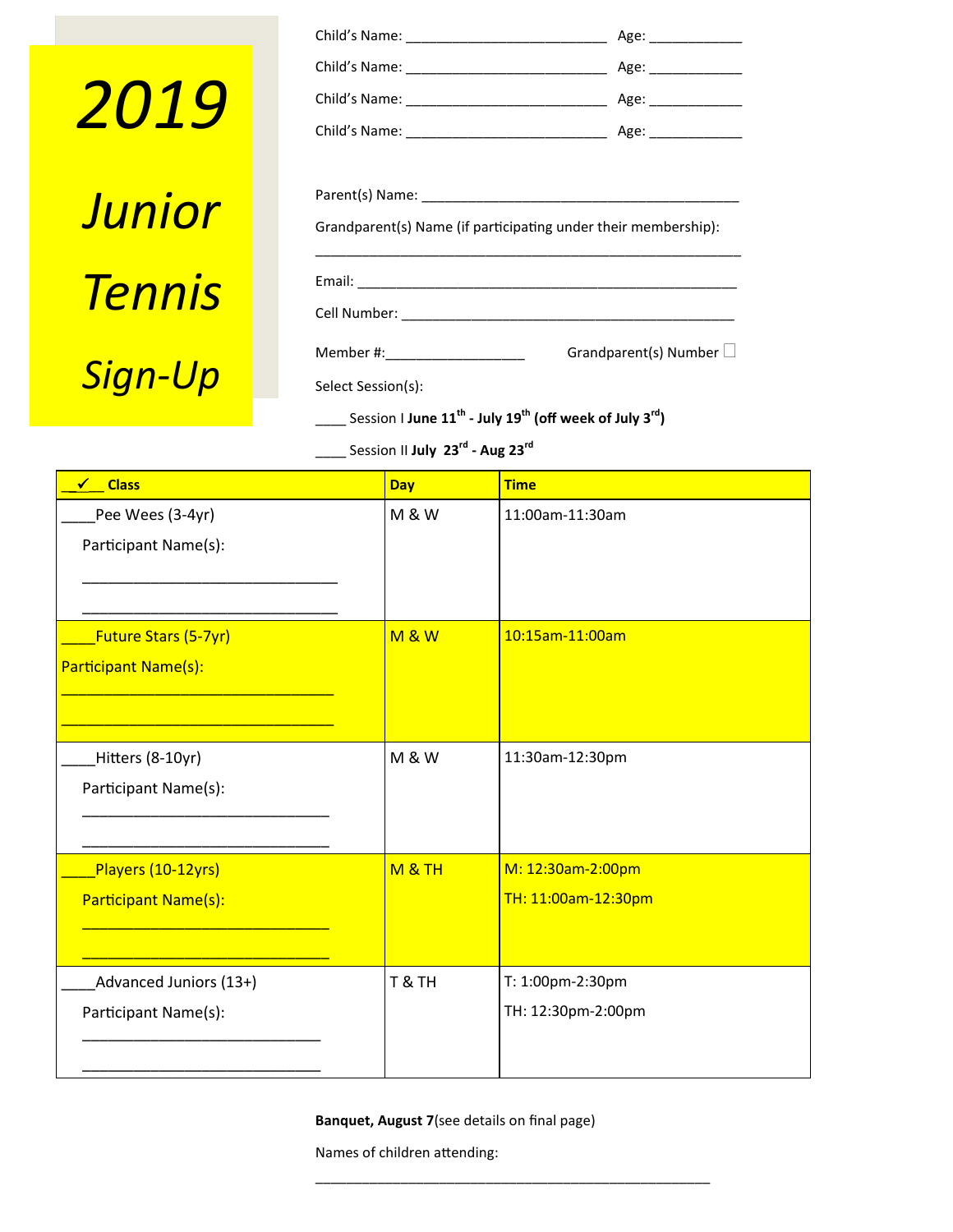# 2019 Junior Tennis Sign-Up

Child's Name: __________________________ Age: ____________

Child's Name: __________________________ Age: ____________

Child's Name: __________________________ Age: ____________

Child's Name: __________________________ Age: ____________

Parent(s) Name: __________________________________________

Grandparent(s) Name (if participating under their membership):

__________________________________________________________

Email: ___________________________________________________

Cell Number: ____________________________________________

Member #:__________________ Grandparent(s) Number ☐

Select Session(s):

____ Session I **June 11th - July 19th (off week of July 3rd)**

____ Session II **July 23rd - Aug 23rd**

| __✓__ Class | Day | Time |
|---|---|---|
| ____Pee Wees (3-4yr)<br>Participant Name(s):<br>______________________________<br>______________________________ | M & W | 11:00am-11:30am |
| ____Future Stars (5-7yr)<br>Participant Name(s):<br>______________________________<br>______________________________ | M & W | 10:15am-11:00am |
| ____Hitters (8-10yr)<br>Participant Name(s):<br>______________________________<br>______________________________ | M & W | 11:30am-12:30pm |
| ____Players (10-12yrs)<br>Participant Name(s):<br>______________________________<br>______________________________ | M & TH | M: 12:30am-2:00pm<br>TH: 11:00am-12:30pm |
| ____Advanced Juniors (13+)<br>Participant Name(s):<br>______________________________<br>______________________________ | T & TH | T: 1:00pm-2:30pm<br>TH: 12:30pm-2:00pm |

**Banquet, August 7**(see details on final page)

Names of children attending:

______________________________________________________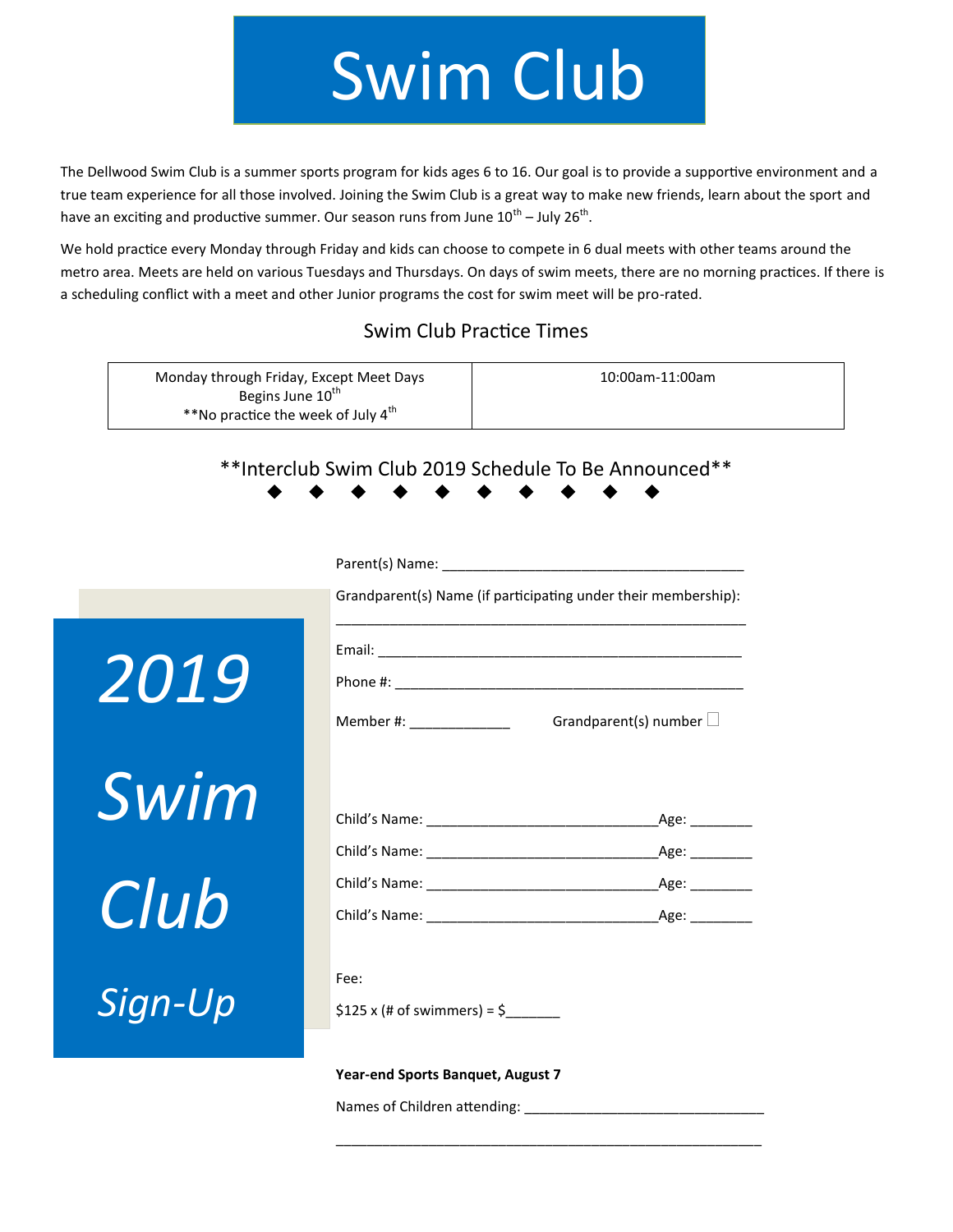# Swim Club

The Dellwood Swim Club is a summer sports program for kids ages 6 to 16. Our goal is to provide a supportive environment and a true team experience for all those involved. Joining the Swim Club is a great way to make new friends, learn about the sport and have an exciting and productive summer. Our season runs from June 10th – July 26th.

We hold practice every Monday through Friday and kids can choose to compete in 6 dual meets with other teams around the metro area. Meets are held on various Tuesdays and Thursdays. On days of swim meets, there are no morning practices. If there is a scheduling conflict with a meet and other Junior programs the cost for swim meet will be pro-rated.

## Swim Club Practice Times

| Monday through Friday, Except Meet Days<br>Begins June 10th<br>**No practice the week of July 4th | 10:00am-11:00am |
|---|---|

**Interclub Swim Club 2019 Schedule To Be Announced**

◆ ◆ ◆ ◆ ◆ ◆ ◆ ◆ ◆ ◆

## *2019 Swim Club Sign-Up*

Parent(s) Name: _______________________________________

Grandparent(s) Name (if participating under their membership):

_____________________________________________________

Email: _______________________________________________

Phone #: _____________________________________________

Member #: _____________ Grandparent(s) number ☐

Child's Name: _____________________________Age: ________

Child's Name: _____________________________Age: ________

Child's Name: _____________________________Age: ________

Child's Name: _____________________________Age: ________

Fee:

$125 x (# of swimmers) = $_______

**Year-end Sports Banquet, August 7**

Names of Children attending: _______________________________

______________________________________________________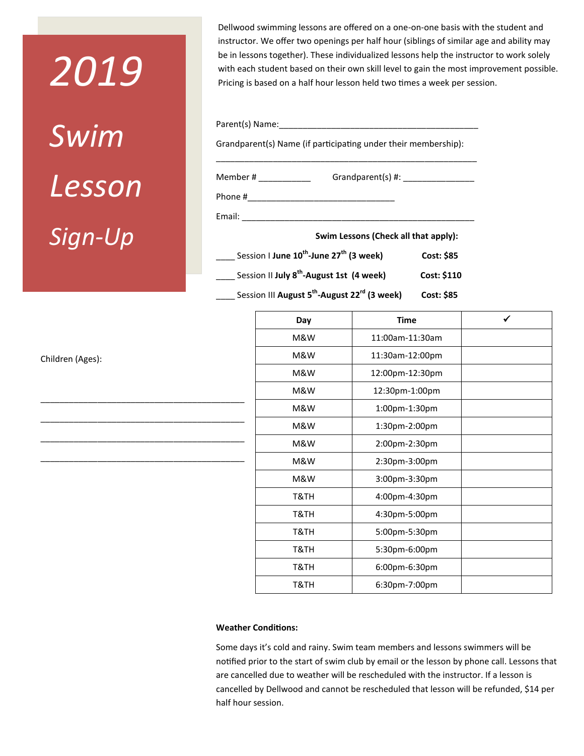# 2019

# Swim

# Lesson

# Sign-Up

Dellwood swimming lessons are offered on a one-on-one basis with the student and instructor. We offer two openings per half hour (siblings of similar age and ability may be in lessons together). These individualized lessons help the instructor to work solely with each student based on their own skill level to gain the most improvement possible. Pricing is based on a half hour lesson held two times a week per session.

Parent(s) Name:___________________________________________

Grandparent(s) Name (if participating under their membership):

________________________________________________________

Member # ___________ Grandparent(s) #: _______________

Phone #_______________________________

Email: __________________________________________________

**Swim Lessons (Check all that apply):**

____ Session I **June 10th-June 27th (3 week)** **Cost: $85**

____ Session II **July 8th-August 1st (4 week)** **Cost: $110**

____ Session III **August 5th-August 22rd (3 week)** **Cost: $85**

Children (Ages):

____________________________________________

____________________________________________

____________________________________________

____________________________________________

| Day | Time | ✓ |
|---|---|---|
| M&W | 11:00am-11:30am | |
| M&W | 11:30am-12:00pm | |
| M&W | 12:00pm-12:30pm | |
| M&W | 12:30pm-1:00pm | |
| M&W | 1:00pm-1:30pm | |
| M&W | 1:30pm-2:00pm | |
| M&W | 2:00pm-2:30pm | |
| M&W | 2:30pm-3:00pm | |
| M&W | 3:00pm-3:30pm | |
| T&TH | 4:00pm-4:30pm | |
| T&TH | 4:30pm-5:00pm | |
| T&TH | 5:00pm-5:30pm | |
| T&TH | 5:30pm-6:00pm | |
| T&TH | 6:00pm-6:30pm | |
| T&TH | 6:30pm-7:00pm | |

**Weather Conditions:**

Some days it's cold and rainy. Swim team members and lessons swimmers will be notified prior to the start of swim club by email or the lesson by phone call. Lessons that are cancelled due to weather will be rescheduled with the instructor. If a lesson is cancelled by Dellwood and cannot be rescheduled that lesson will be refunded, $14 per half hour session.